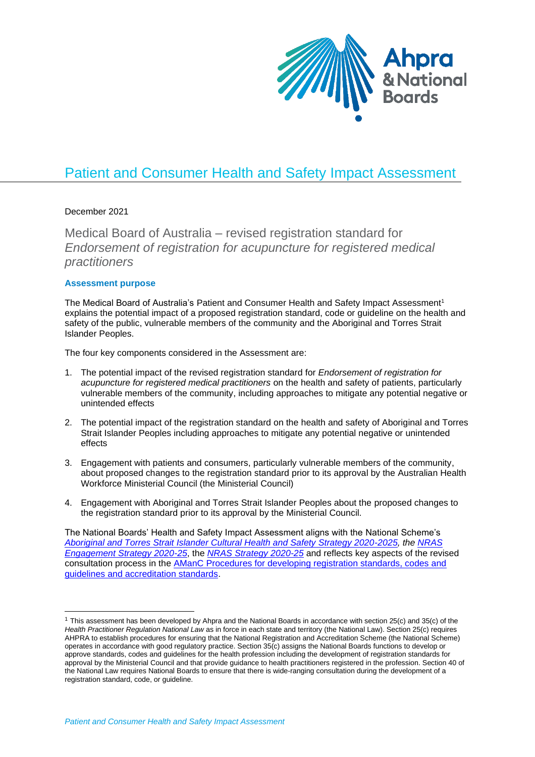# Patient and Consumer Health and Safety Impact Assessment

December 2021

## Medical Board of Australia – revised registration standard for *Endorsement of registration for acupuncture for registered medical practitioners*

### Assessment purpose

The Medical Board of Australia's Patient and Consumer Health and Safety Impact Assessment[1] explains the potential impact of a proposed registration standard, code or guideline on the health and safety of the public, vulnerable members of the community and the Aboriginal and Torres Strait Islander Peoples.

The four key components considered in the Assessment are:

1. The potential impact of the revised registration standard for *Endorsement of registration for acupuncture for registered medical practitioners* on the health and safety of patients, particularly vulnerable members of the community, including approaches to mitigate any potential negative or unintended effects
2. The potential impact of the registration standard on the health and safety of Aboriginal and Torres Strait Islander Peoples including approaches to mitigate any potential negative or unintended effects
3. Engagement with patients and consumers, particularly vulnerable members of the community, about proposed changes to the registration standard prior to its approval by the Australian Health Workforce Ministerial Council (the Ministerial Council)
4. Engagement with Aboriginal and Torres Strait Islander Peoples about the proposed changes to the registration standard prior to its approval by the Ministerial Council.

The National Boards' Health and Safety Impact Assessment aligns with the National Scheme's *Aboriginal and Torres Strait Islander Cultural Health and Safety Strategy 2020-2025, the NRAS Engagement Strategy 2020-25*, the *NRAS Strategy 2020-25* and reflects key aspects of the revised consultation process in the AManC Procedures for developing registration standards, codes and guidelines and accreditation standards.

---

[1] This assessment has been developed by Ahpra and the National Boards in accordance with section 25(c) and 35(c) of the *Health Practitioner Regulation National Law* as in force in each state and territory (the National Law). Section 25(c) requires AHPRA to establish procedures for ensuring that the National Registration and Accreditation Scheme (the National Scheme) operates in accordance with good regulatory practice. Section 35(c) assigns the National Boards functions to develop or approve standards, codes and guidelines for the health profession including the development of registration standards for approval by the Ministerial Council and that provide guidance to health practitioners registered in the profession. Section 40 of the National Law requires National Boards to ensure that there is wide-ranging consultation during the development of a registration standard, code, or guideline.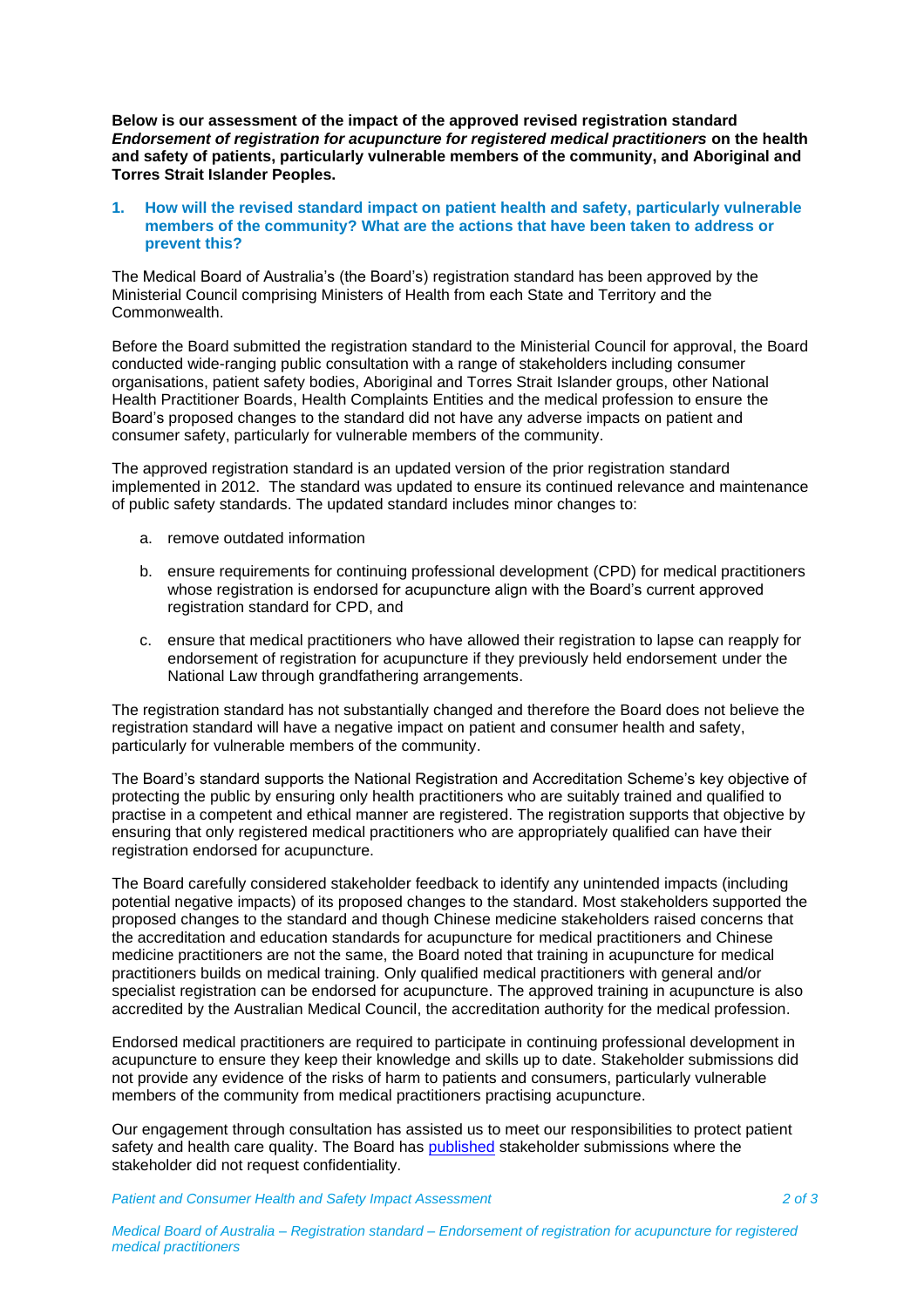**Below is our assessment of the impact of the approved revised registration standard *Endorsement of registration for acupuncture for registered medical practitioners* on the health and safety of patients, particularly vulnerable members of the community, and Aboriginal and Torres Strait Islander Peoples.**

## 1. How will the revised standard impact on patient health and safety, particularly vulnerable members of the community? What are the actions that have been taken to address or prevent this?

The Medical Board of Australia's (the Board's) registration standard has been approved by the Ministerial Council comprising Ministers of Health from each State and Territory and the Commonwealth.

Before the Board submitted the registration standard to the Ministerial Council for approval, the Board conducted wide-ranging public consultation with a range of stakeholders including consumer organisations, patient safety bodies, Aboriginal and Torres Strait Islander groups, other National Health Practitioner Boards, Health Complaints Entities and the medical profession to ensure the Board's proposed changes to the standard did not have any adverse impacts on patient and consumer safety, particularly for vulnerable members of the community.

The approved registration standard is an updated version of the prior registration standard implemented in 2012. The standard was updated to ensure its continued relevance and maintenance of public safety standards. The updated standard includes minor changes to:

a. remove outdated information

b. ensure requirements for continuing professional development (CPD) for medical practitioners whose registration is endorsed for acupuncture align with the Board's current approved registration standard for CPD, and

c. ensure that medical practitioners who have allowed their registration to lapse can reapply for endorsement of registration for acupuncture if they previously held endorsement under the National Law through grandfathering arrangements.

The registration standard has not substantially changed and therefore the Board does not believe the registration standard will have a negative impact on patient and consumer health and safety, particularly for vulnerable members of the community.

The Board's standard supports the National Registration and Accreditation Scheme's key objective of protecting the public by ensuring only health practitioners who are suitably trained and qualified to practise in a competent and ethical manner are registered. The registration supports that objective by ensuring that only registered medical practitioners who are appropriately qualified can have their registration endorsed for acupuncture.

The Board carefully considered stakeholder feedback to identify any unintended impacts (including potential negative impacts) of its proposed changes to the standard. Most stakeholders supported the proposed changes to the standard and though Chinese medicine stakeholders raised concerns that the accreditation and education standards for acupuncture for medical practitioners and Chinese medicine practitioners are not the same, the Board noted that training in acupuncture for medical practitioners builds on medical training. Only qualified medical practitioners with general and/or specialist registration can be endorsed for acupuncture. The approved training in acupuncture is also accredited by the Australian Medical Council, the accreditation authority for the medical profession.

Endorsed medical practitioners are required to participate in continuing professional development in acupuncture to ensure they keep their knowledge and skills up to date. Stakeholder submissions did not provide any evidence of the risks of harm to patients and consumers, particularly vulnerable members of the community from medical practitioners practising acupuncture.

Our engagement through consultation has assisted us to meet our responsibilities to protect patient safety and health care quality. The Board has published stakeholder submissions where the stakeholder did not request confidentiality.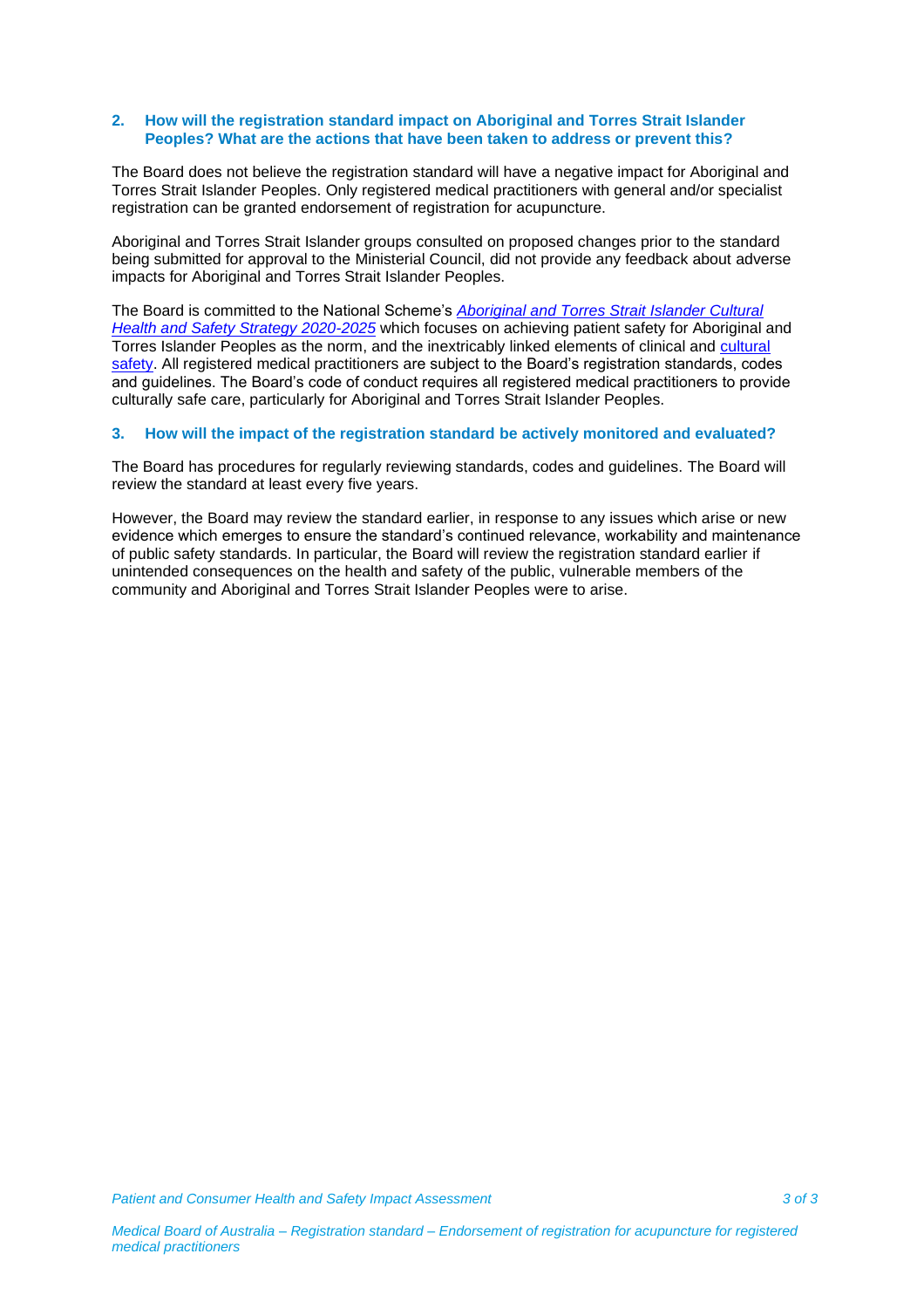## 2. How will the registration standard impact on Aboriginal and Torres Strait Islander Peoples? What are the actions that have been taken to address or prevent this?

The Board does not believe the registration standard will have a negative impact for Aboriginal and Torres Strait Islander Peoples. Only registered medical practitioners with general and/or specialist registration can be granted endorsement of registration for acupuncture.

Aboriginal and Torres Strait Islander groups consulted on proposed changes prior to the standard being submitted for approval to the Ministerial Council, did not provide any feedback about adverse impacts for Aboriginal and Torres Strait Islander Peoples.

The Board is committed to the National Scheme's *Aboriginal and Torres Strait Islander Cultural Health and Safety Strategy 2020-2025* which focuses on achieving patient safety for Aboriginal and Torres Islander Peoples as the norm, and the inextricably linked elements of clinical and cultural safety. All registered medical practitioners are subject to the Board's registration standards, codes and guidelines. The Board's code of conduct requires all registered medical practitioners to provide culturally safe care, particularly for Aboriginal and Torres Strait Islander Peoples.

## 3. How will the impact of the registration standard be actively monitored and evaluated?

The Board has procedures for regularly reviewing standards, codes and guidelines. The Board will review the standard at least every five years.

However, the Board may review the standard earlier, in response to any issues which arise or new evidence which emerges to ensure the standard's continued relevance, workability and maintenance of public safety standards. In particular, the Board will review the registration standard earlier if unintended consequences on the health and safety of the public, vulnerable members of the community and Aboriginal and Torres Strait Islander Peoples were to arise.